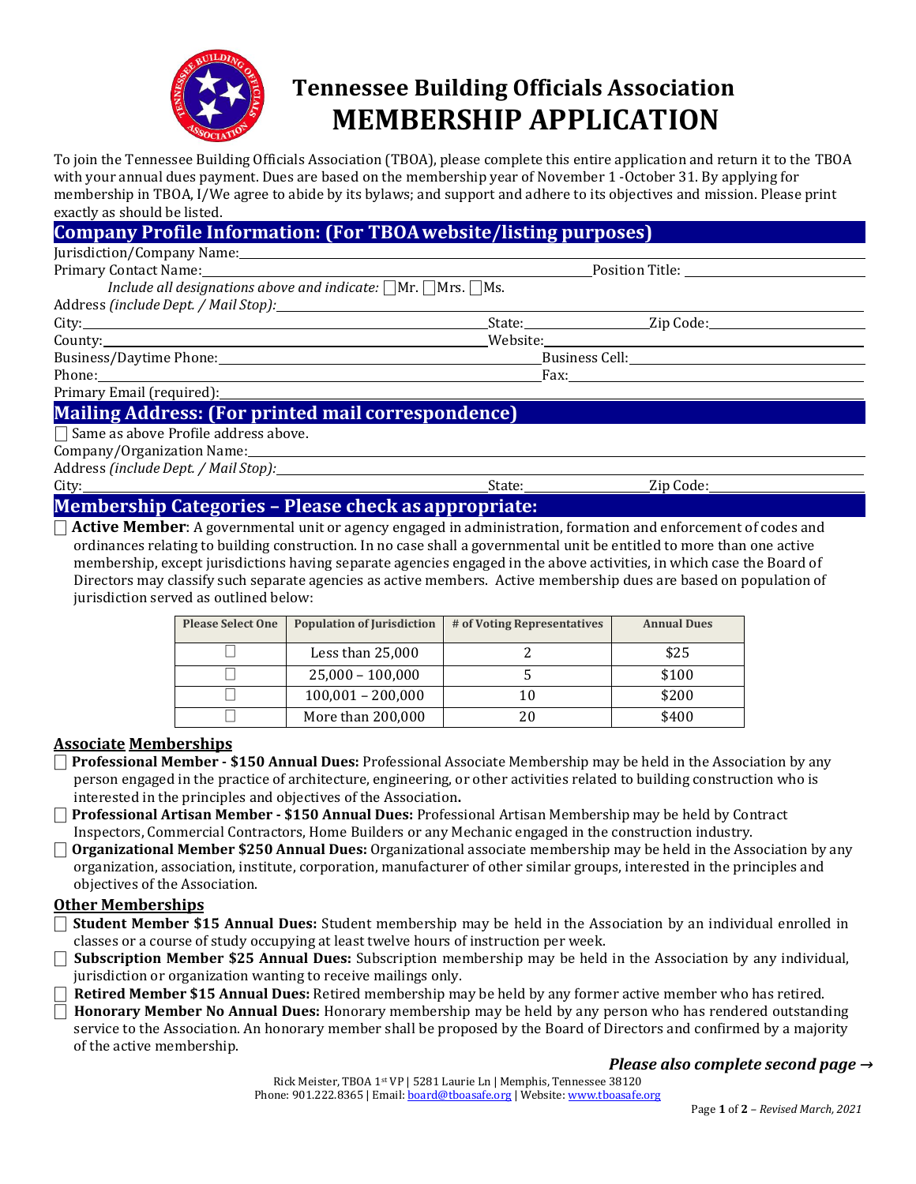# Tennessee Building Officials Association
# MEMBERSHIP APPLICATION

To join the Tennessee Building Officials Association (TBOA), please complete this entire application and return it to the TBOA with your annual dues payment. Dues are based on the membership year of November 1 -October 31. By applying for membership in TBOA, I/We agree to abide by its bylaws; and support and adhere to its objectives and mission. Please print exactly as should be listed.

## Company Profile Information: (For TBOA website/listing purposes)

Jurisdiction/Company Name:

Primary Contact Name: Position Title:

*Include all designations above and indicate:* ☐Mr. ☐Mrs. ☐Ms.

Address *(include Dept. / Mail Stop):*

City: State: Zip Code:

County: Website:

Business/Daytime Phone: Business Cell:

Phone: Fax:

Primary Email (required):

## Mailing Address: (For printed mail correspondence)

☐ Same as above Profile address above.

Company/Organization Name:

Address *(include Dept. / Mail Stop):*

City: State: Zip Code:

## Membership Categories – Please check as appropriate:

☐ **Active Member**: A governmental unit or agency engaged in administration, formation and enforcement of codes and ordinances relating to building construction. In no case shall a governmental unit be entitled to more than one active membership, except jurisdictions having separate agencies engaged in the above activities, in which case the Board of Directors may classify such separate agencies as active members. Active membership dues are based on population of jurisdiction served as outlined below:

| Please Select One | Population of Jurisdiction | # of Voting Representatives | Annual Dues |
|---|---|---|---|
| ☐ | Less than 25,000 | 2 | $25 |
| ☐ | 25,000 – 100,000 | 5 | $100 |
| ☐ | 100,001 – 200,000 | 10 | $200 |
| ☐ | More than 200,000 | 20 | $400 |

### Associate Memberships

☐ **Professional Member - $150 Annual Dues:** Professional Associate Membership may be held in the Association by any person engaged in the practice of architecture, engineering, or other activities related to building construction who is interested in the principles and objectives of the Association**.**

☐ **Professional Artisan Member - $150 Annual Dues:** Professional Artisan Membership may be held by Contract Inspectors, Commercial Contractors, Home Builders or any Mechanic engaged in the construction industry.

☐ **Organizational Member $250 Annual Dues:** Organizational associate membership may be held in the Association by any organization, association, institute, corporation, manufacturer of other similar groups, interested in the principles and objectives of the Association.

### Other Memberships

☐ **Student Member $15 Annual Dues:** Student membership may be held in the Association by an individual enrolled in classes or a course of study occupying at least twelve hours of instruction per week.

☐ **Subscription Member $25 Annual Dues:** Subscription membership may be held in the Association by any individual, jurisdiction or organization wanting to receive mailings only.

☐ **Retired Member $15 Annual Dues:** Retired membership may be held by any former active member who has retired.

☐ **Honorary Member No Annual Dues:** Honorary membership may be held by any person who has rendered outstanding service to the Association. An honorary member shall be proposed by the Board of Directors and confirmed by a majority of the active membership.

***Please also complete second page →***

Rick Meister, TBOA 1st VP | 5281 Laurie Ln | Memphis, Tennessee 38120
Phone: 901.222.8365 | Email: board@tboasafe.org | Website: www.tboasafe.org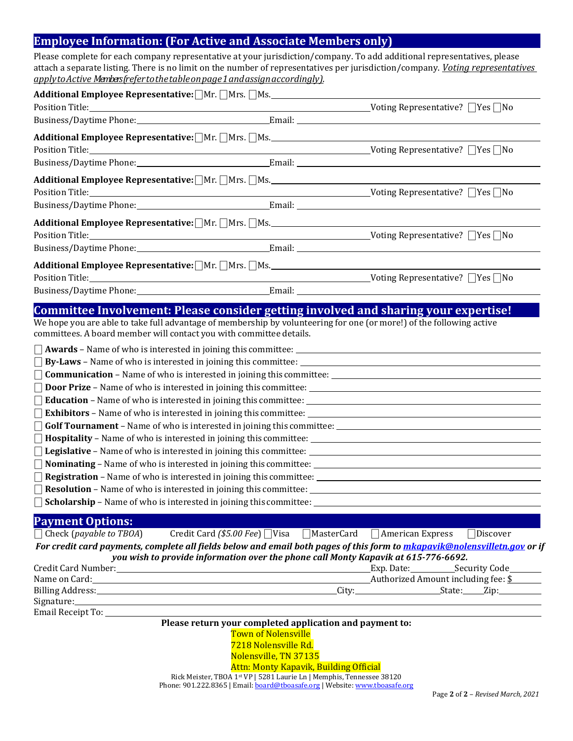## Employee Information: (For Active and Associate Members only)

Please complete for each company representative at your jurisdiction/company. To add additional representatives, please attach a separate listing. There is no limit on the number of representatives per jurisdiction/company. *Voting representatives apply to Active Members (refer to the table on page 1 and assign accordingly).*

**Additional Employee Representative:** ☐Mr. ☐Mrs. ☐Ms.\_\_\_\_\_\_\_\_\_\_\_\_\_\_\_\_\_\_\_\_
Position Title:\_\_\_\_\_\_\_\_\_\_\_\_\_\_\_\_\_\_\_\_ Voting Representative? ☐Yes ☐No
Business/Daytime Phone:\_\_\_\_\_\_\_\_\_\_\_\_\_\_\_\_ Email: \_\_\_\_\_\_\_\_\_\_\_\_\_\_\_\_\_\_\_\_

**Additional Employee Representative:** ☐Mr. ☐Mrs. ☐Ms.\_\_\_\_\_\_\_\_\_\_\_\_\_\_\_\_\_\_\_\_
Position Title:\_\_\_\_\_\_\_\_\_\_\_\_\_\_\_\_\_\_\_\_ Voting Representative? ☐Yes ☐No
Business/Daytime Phone:\_\_\_\_\_\_\_\_\_\_\_\_\_\_\_\_ Email: \_\_\_\_\_\_\_\_\_\_\_\_\_\_\_\_\_\_\_\_

**Additional Employee Representative:** ☐Mr. ☐Mrs. ☐Ms.\_\_\_\_\_\_\_\_\_\_\_\_\_\_\_\_\_\_\_\_
Position Title:\_\_\_\_\_\_\_\_\_\_\_\_\_\_\_\_\_\_\_\_ Voting Representative? ☐Yes ☐No
Business/Daytime Phone:\_\_\_\_\_\_\_\_\_\_\_\_\_\_\_\_ Email: \_\_\_\_\_\_\_\_\_\_\_\_\_\_\_\_\_\_\_\_

**Additional Employee Representative:** ☐Mr. ☐Mrs. ☐Ms.\_\_\_\_\_\_\_\_\_\_\_\_\_\_\_\_\_\_\_\_
Position Title:\_\_\_\_\_\_\_\_\_\_\_\_\_\_\_\_\_\_\_\_ Voting Representative? ☐Yes ☐No
Business/Daytime Phone:\_\_\_\_\_\_\_\_\_\_\_\_\_\_\_\_ Email: \_\_\_\_\_\_\_\_\_\_\_\_\_\_\_\_\_\_\_\_

**Additional Employee Representative:** ☐Mr. ☐Mrs. ☐Ms.\_\_\_\_\_\_\_\_\_\_\_\_\_\_\_\_\_\_\_\_
Position Title:\_\_\_\_\_\_\_\_\_\_\_\_\_\_\_\_\_\_\_\_ Voting Representative? ☐Yes ☐No
Business/Daytime Phone:\_\_\_\_\_\_\_\_\_\_\_\_\_\_\_\_ Email: \_\_\_\_\_\_\_\_\_\_\_\_\_\_\_\_\_\_\_\_

## Committee Involvement: Please consider getting involved and sharing your expertise!

We hope you are able to take full advantage of membership by volunteering for one (or more!) of the following active committees. A board member will contact you with committee details.

- ☐ **Awards** – Name of who is interested in joining this committee: \_\_\_\_\_\_\_\_\_\_\_\_\_\_\_\_\_\_\_\_
- ☐ **By-Laws** – Name of who is interested in joining this committee: \_\_\_\_\_\_\_\_\_\_\_\_\_\_\_\_\_\_\_\_
- ☐ **Communication** – Name of who is interested in joining this committee: \_\_\_\_\_\_\_\_\_\_\_\_\_\_\_\_\_\_\_\_
- ☐ **Door Prize** – Name of who is interested in joining this committee: \_\_\_\_\_\_\_\_\_\_\_\_\_\_\_\_\_\_\_\_
- ☐ **Education** – Name of who is interested in joining this committee: \_\_\_\_\_\_\_\_\_\_\_\_\_\_\_\_\_\_\_\_
- ☐ **Exhibitors** – Name of who is interested in joining this committee: \_\_\_\_\_\_\_\_\_\_\_\_\_\_\_\_\_\_\_\_
- ☐ **Golf Tournament** – Name of who is interested in joining this committee: \_\_\_\_\_\_\_\_\_\_\_\_\_\_\_\_\_\_\_\_
- ☐ **Hospitality** – Name of who is interested in joining this committee: \_\_\_\_\_\_\_\_\_\_\_\_\_\_\_\_\_\_\_\_
- ☐ **Legislative** – Name of who is interested in joining this committee: \_\_\_\_\_\_\_\_\_\_\_\_\_\_\_\_\_\_\_\_
- ☐ **Nominating** – Name of who is interested in joining this committee: \_\_\_\_\_\_\_\_\_\_\_\_\_\_\_\_\_\_\_\_
- ☐ **Registration** – Name of who is interested in joining this committee: \_\_\_\_\_\_\_\_\_\_\_\_\_\_\_\_\_\_\_\_
- ☐ **Resolution** – Name of who is interested in joining this committee: \_\_\_\_\_\_\_\_\_\_\_\_\_\_\_\_\_\_\_\_
- ☐ **Scholarship** – Name of who is interested in joining this committee: \_\_\_\_\_\_\_\_\_\_\_\_\_\_\_\_\_\_\_\_

## Payment Options:

☐ Check (*payable to TBOA*)   Credit Card *($5.00 Fee)* ☐Visa ☐MasterCard ☐American Express ☐Discover

***For credit card payments, complete all fields below and email both pages of this form to mkapavik@nolensvilletn.gov or if you wish to provide information over the phone call Monty Kapavik at 615-776-6692.***

Credit Card Number:\_\_\_\_\_\_\_\_\_\_\_\_\_\_\_\_\_\_\_\_ Exp. Date:\_\_\_\_\_\_\_\_ Security Code\_\_\_\_\_\_
Name on Card:\_\_\_\_\_\_\_\_\_\_\_\_\_\_\_\_\_\_\_\_ Authorized Amount including fee: $\_\_\_\_\_\_
Billing Address:\_\_\_\_\_\_\_\_\_\_\_\_\_\_\_\_\_\_\_\_ City:\_\_\_\_\_\_\_\_\_\_ State:\_\_\_\_ Zip:\_\_\_\_\_\_
Signature:\_\_\_\_\_\_\_\_\_\_\_\_\_\_\_\_\_\_\_\_
Email Receipt To: \_\_\_\_\_\_\_\_\_\_\_\_\_\_\_\_\_\_\_\_

**Please return your completed application and payment to:**

Town of Nolensville
7218 Nolensville Rd.
Nolensville, TN 37135
Attn: Monty Kapavik, Building Official

Rick Meister, TBOA 1st VP | 5281 Laurie Ln | Memphis, Tennessee 38120
Phone: 901.222.8365 | Email: board@tboasafe.org | Website: www.tboasafe.org

*Revised March, 2021*